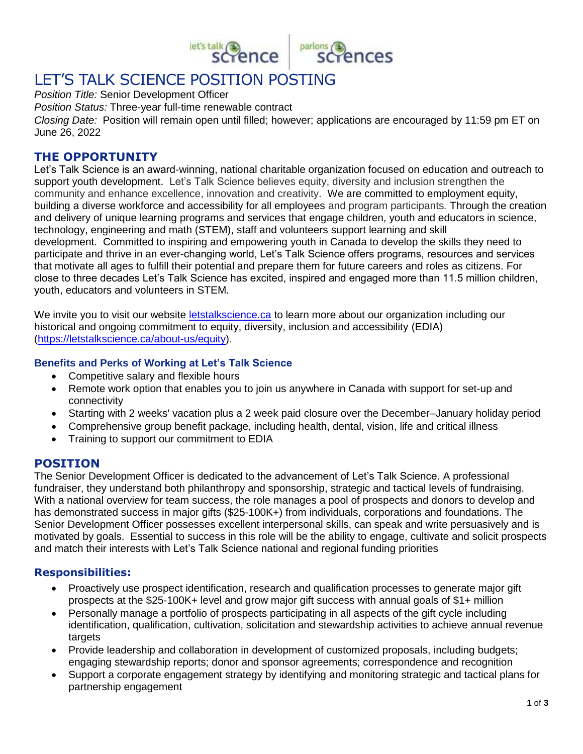# LET'S TALK SCIENCE POSITION POSTING

*Position Title:* Senior Development Officer

*Position Status:* Three-year full-time renewable contract

*Closing Date:* Position will remain open until filled; however; applications are encouraged by 11:59 pm ET on June 26, 2022

## THE OPPORTUNITY

Let's Talk Science is an award-winning, national charitable organization focused on education and outreach to support youth development. Let's Talk Science believes equity, diversity and inclusion strengthen the community and enhance excellence, innovation and creativity. We are committed to employment equity, building a diverse workforce and accessibility for all employees and program participants. Through the creation and delivery of unique learning programs and services that engage children, youth and educators in science, technology, engineering and math (STEM), staff and volunteers support learning and skill development. Committed to inspiring and empowering youth in Canada to develop the skills they need to participate and thrive in an ever-changing world, Let's Talk Science offers programs, resources and services that motivate all ages to fulfill their potential and prepare them for future careers and roles as citizens. For close to three decades Let's Talk Science has excited, inspired and engaged more than 11.5 million children, youth, educators and volunteers in STEM.

We invite you to visit our website [letstalkscience.ca](letstalkscience.ca) to learn more about our organization including our historical and ongoing commitment to equity, diversity, inclusion and accessibility (EDIA) ([https://letstalkscience.ca/about-us/equity](https://letstalkscience.ca/about-us/equity)).

### Benefits and Perks of Working at Let's Talk Science

- Competitive salary and flexible hours
- Remote work option that enables you to join us anywhere in Canada with support for set-up and connectivity
- Starting with 2 weeks' vacation plus a 2 week paid closure over the December–January holiday period
- Comprehensive group benefit package, including health, dental, vision, life and critical illness
- Training to support our commitment to EDIA

## POSITION

The Senior Development Officer is dedicated to the advancement of Let's Talk Science. A professional fundraiser, they understand both philanthropy and sponsorship, strategic and tactical levels of fundraising. With a national overview for team success, the role manages a pool of prospects and donors to develop and has demonstrated success in major gifts ($25-100K+) from individuals, corporations and foundations. The Senior Development Officer possesses excellent interpersonal skills, can speak and write persuasively and is motivated by goals. Essential to success in this role will be the ability to engage, cultivate and solicit prospects and match their interests with Let's Talk Science national and regional funding priorities

### Responsibilities:

- Proactively use prospect identification, research and qualification processes to generate major gift prospects at the $25-100K+ level and grow major gift success with annual goals of $1+ million
- Personally manage a portfolio of prospects participating in all aspects of the gift cycle including identification, qualification, cultivation, solicitation and stewardship activities to achieve annual revenue targets
- Provide leadership and collaboration in development of customized proposals, including budgets; engaging stewardship reports; donor and sponsor agreements; correspondence and recognition
- Support a corporate engagement strategy by identifying and monitoring strategic and tactical plans for partnership engagement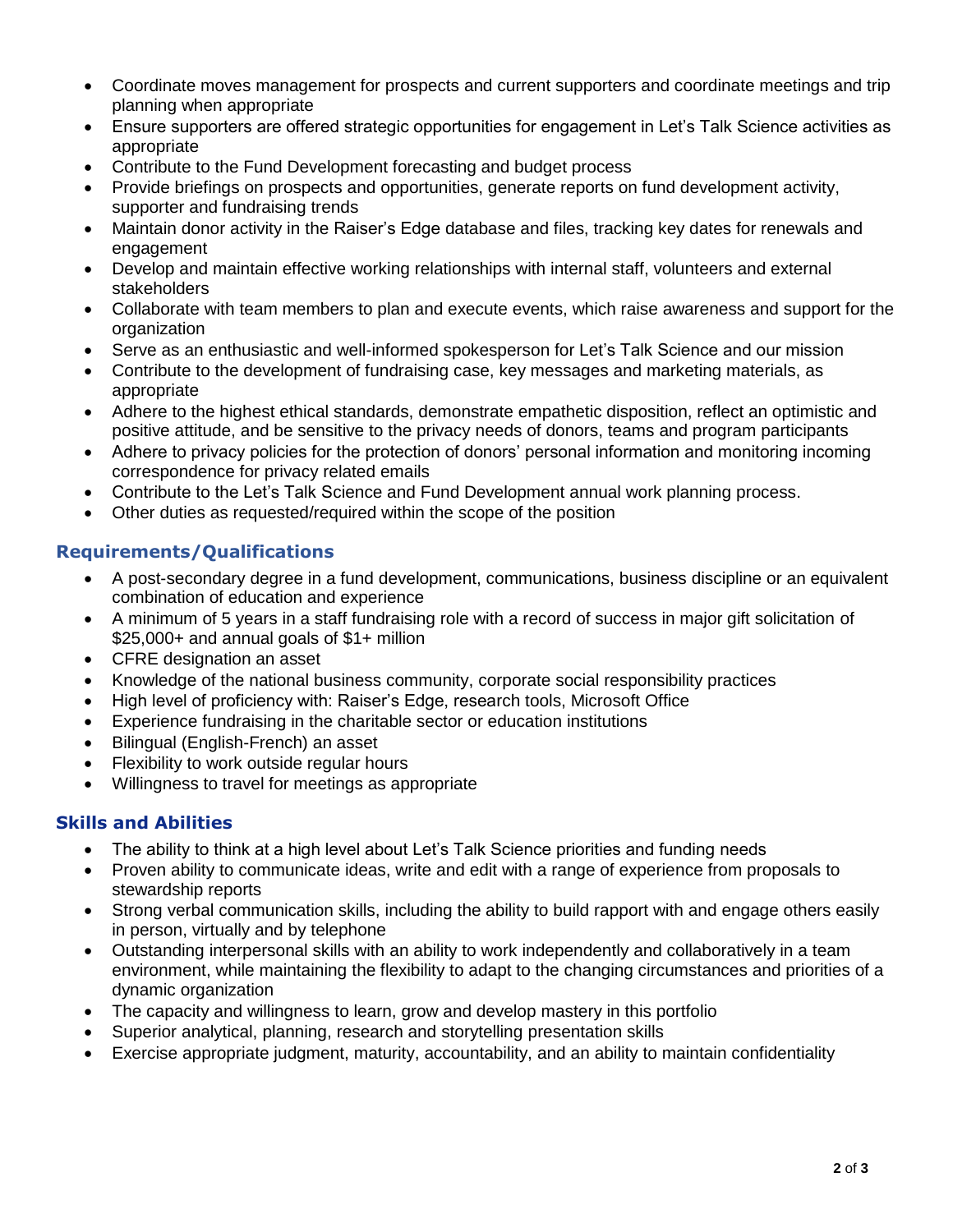- Coordinate moves management for prospects and current supporters and coordinate meetings and trip planning when appropriate
- Ensure supporters are offered strategic opportunities for engagement in Let's Talk Science activities as appropriate
- Contribute to the Fund Development forecasting and budget process
- Provide briefings on prospects and opportunities, generate reports on fund development activity, supporter and fundraising trends
- Maintain donor activity in the Raiser's Edge database and files, tracking key dates for renewals and engagement
- Develop and maintain effective working relationships with internal staff, volunteers and external stakeholders
- Collaborate with team members to plan and execute events, which raise awareness and support for the organization
- Serve as an enthusiastic and well-informed spokesperson for Let's Talk Science and our mission
- Contribute to the development of fundraising case, key messages and marketing materials, as appropriate
- Adhere to the highest ethical standards, demonstrate empathetic disposition, reflect an optimistic and positive attitude, and be sensitive to the privacy needs of donors, teams and program participants
- Adhere to privacy policies for the protection of donors' personal information and monitoring incoming correspondence for privacy related emails
- Contribute to the Let's Talk Science and Fund Development annual work planning process.
- Other duties as requested/required within the scope of the position

## Requirements/Qualifications

- A post-secondary degree in a fund development, communications, business discipline or an equivalent combination of education and experience
- A minimum of 5 years in a staff fundraising role with a record of success in major gift solicitation of $25,000+ and annual goals of $1+ million
- CFRE designation an asset
- Knowledge of the national business community, corporate social responsibility practices
- High level of proficiency with: Raiser's Edge, research tools, Microsoft Office
- Experience fundraising in the charitable sector or education institutions
- Bilingual (English-French) an asset
- Flexibility to work outside regular hours
- Willingness to travel for meetings as appropriate

## Skills and Abilities

- The ability to think at a high level about Let's Talk Science priorities and funding needs
- Proven ability to communicate ideas, write and edit with a range of experience from proposals to stewardship reports
- Strong verbal communication skills, including the ability to build rapport with and engage others easily in person, virtually and by telephone
- Outstanding interpersonal skills with an ability to work independently and collaboratively in a team environment, while maintaining the flexibility to adapt to the changing circumstances and priorities of a dynamic organization
- The capacity and willingness to learn, grow and develop mastery in this portfolio
- Superior analytical, planning, research and storytelling presentation skills
- Exercise appropriate judgment, maturity, accountability, and an ability to maintain confidentiality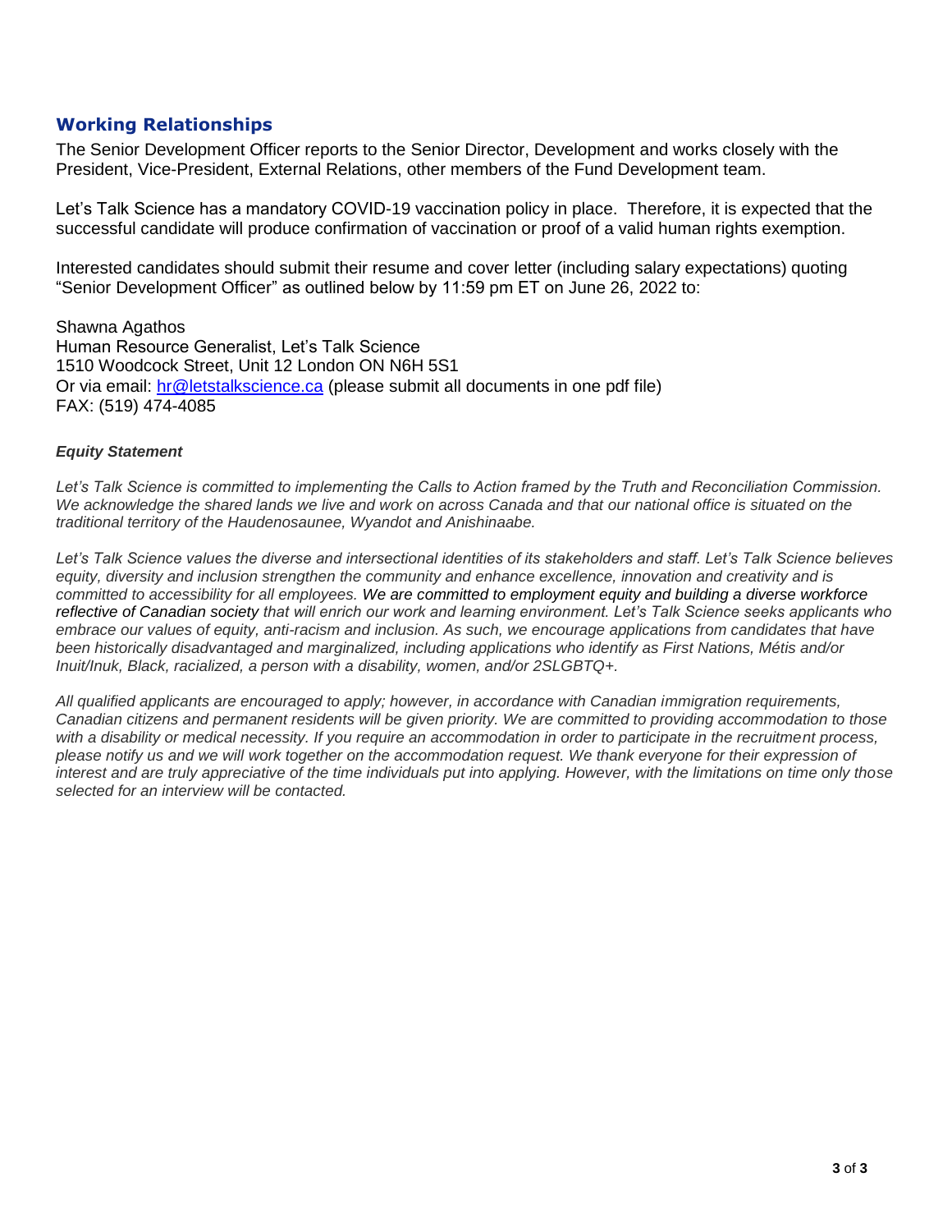## Working Relationships

The Senior Development Officer reports to the Senior Director, Development and works closely with the President, Vice-President, External Relations, other members of the Fund Development team.

Let's Talk Science has a mandatory COVID-19 vaccination policy in place. Therefore, it is expected that the successful candidate will produce confirmation of vaccination or proof of a valid human rights exemption.

Interested candidates should submit their resume and cover letter (including salary expectations) quoting "Senior Development Officer" as outlined below by 11:59 pm ET on June 26, 2022 to:

Shawna Agathos
Human Resource Generalist, Let's Talk Science
1510 Woodcock Street, Unit 12 London ON N6H 5S1
Or via email: hr@letstalkscience.ca (please submit all documents in one pdf file)
FAX: (519) 474-4085

***Equity Statement***

*Let's Talk Science is committed to implementing the Calls to Action framed by the Truth and Reconciliation Commission. We acknowledge the shared lands we live and work on across Canada and that our national office is situated on the traditional territory of the Haudenosaunee, Wyandot and Anishinaabe.*

*Let's Talk Science values the diverse and intersectional identities of its stakeholders and staff. Let's Talk Science believes equity, diversity and inclusion strengthen the community and enhance excellence, innovation and creativity and is committed to accessibility for all employees. We are committed to employment equity and building a diverse workforce reflective of Canadian society that will enrich our work and learning environment. Let's Talk Science seeks applicants who embrace our values of equity, anti-racism and inclusion. As such, we encourage applications from candidates that have been historically disadvantaged and marginalized, including applications who identify as First Nations, Métis and/or Inuit/Inuk, Black, racialized, a person with a disability, women, and/or 2SLGBTQ+.*

*All qualified applicants are encouraged to apply; however, in accordance with Canadian immigration requirements, Canadian citizens and permanent residents will be given priority. We are committed to providing accommodation to those with a disability or medical necessity. If you require an accommodation in order to participate in the recruitment process, please notify us and we will work together on the accommodation request. We thank everyone for their expression of interest and are truly appreciative of the time individuals put into applying. However, with the limitations on time only those selected for an interview will be contacted.*